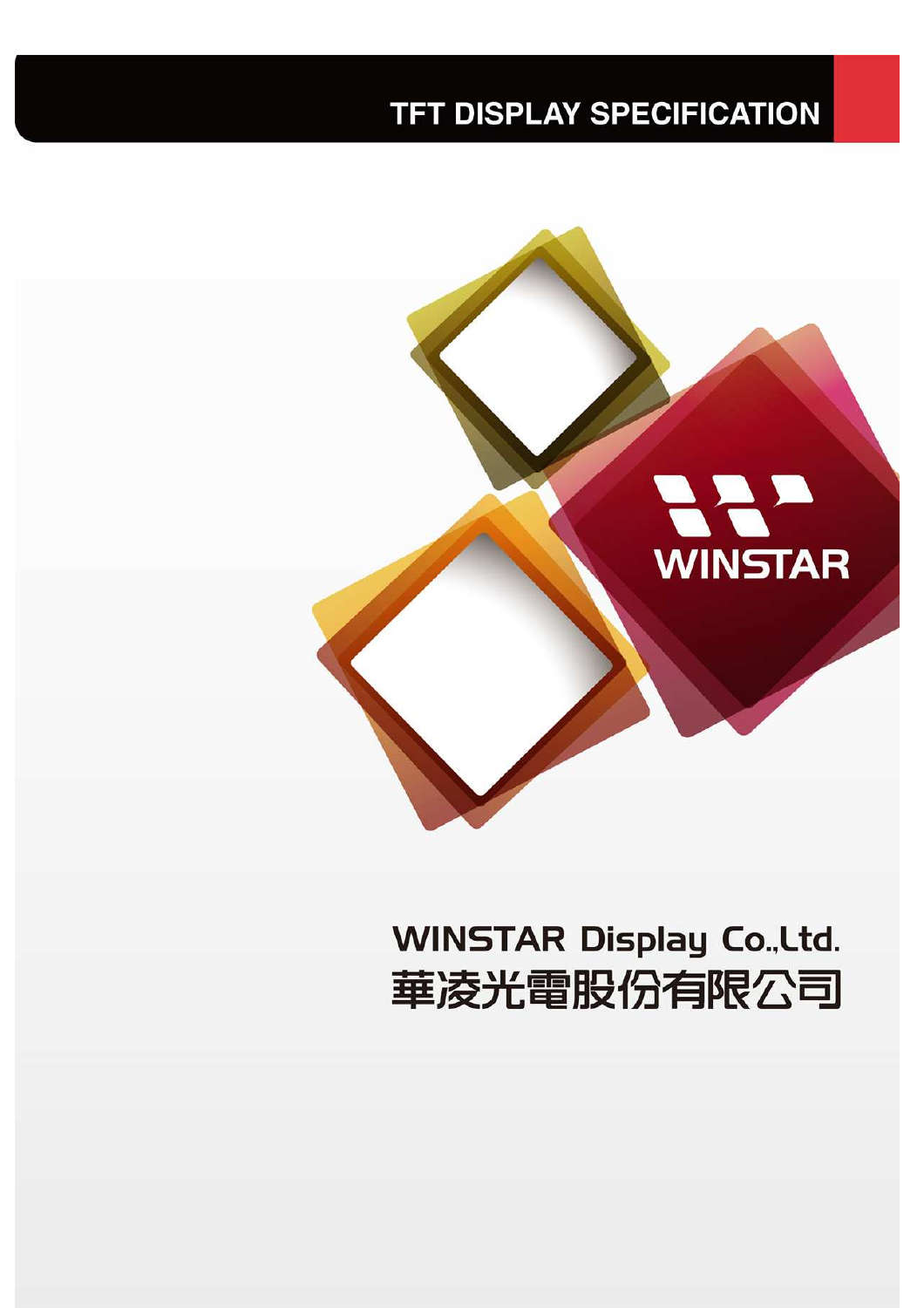# TFT DISPLAY SPECIFICATION

WINSTAR

WINSTAR Display Co.,Ltd.

華凌光電股份有限公司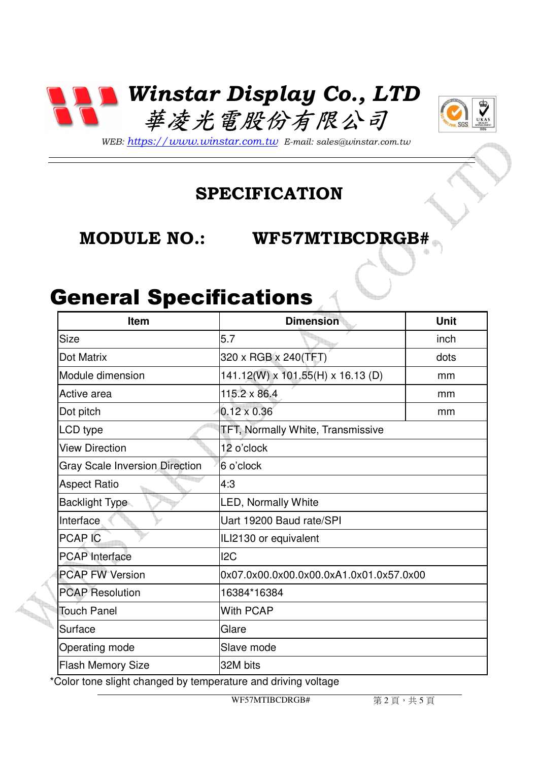# Winstar Display Co., LTD

# 華凌光電股份有限公司

*WEB: https://www.winstar.com.tw E-mail: sales@winstar.com.tw*

## SPECIFICATION

## MODULE NO.: WF57MTIBCDRGB#

# General Specifications

| Item | Dimension | Unit |
|---|---|---|
| Size | 5.7 | inch |
| Dot Matrix | 320 x RGB x 240(TFT) | dots |
| Module dimension | 141.12(W) x 101.55(H) x 16.13 (D) | mm |
| Active area | 115.2 x 86.4 | mm |
| Dot pitch | 0.12 x 0.36 | mm |
| LCD type | TFT, Normally White, Transmissive | |
| View Direction | 12 o'clock | |
| Gray Scale Inversion Direction | 6 o'clock | |
| Aspect Ratio | 4:3 | |
| Backlight Type | LED, Normally White | |
| Interface | Uart 19200 Baud rate/SPI | |
| PCAP IC | ILI2130 or equivalent | |
| PCAP Interface | I2C | |
| PCAP FW Version | 0x07.0x00.0x00.0x00.0xA1.0x01.0x57.0x00 | |
| PCAP Resolution | 16384*16384 | |
| Touch Panel | With PCAP | |
| Surface | Glare | |
| Operating mode | Slave mode | |
| Flash Memory Size | 32M bits | |

*Color tone slight changed by temperature and driving voltage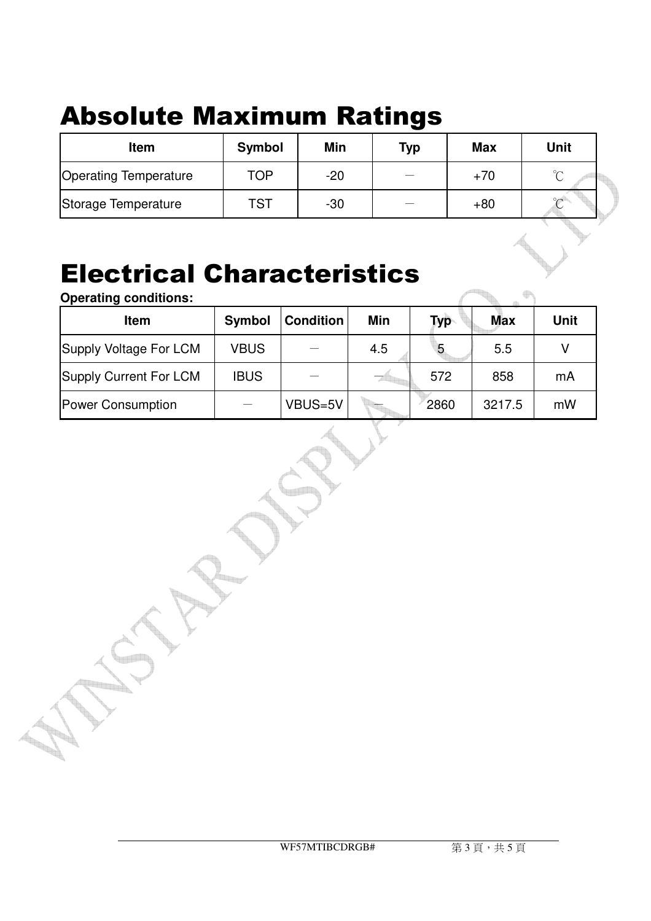# Absolute Maximum Ratings

| Item | Symbol | Min | Typ | Max | Unit |
|---|---|---|---|---|---|
| Operating Temperature | TOP | -20 | － | +70 | ℃ |
| Storage Temperature | TST | -30 | － | +80 | ℃ |

# Electrical Characteristics

**Operating conditions:**

| Item | Symbol | Condition | Min | Typ | Max | Unit |
|---|---|---|---|---|---|---|
| Supply Voltage For LCM | VBUS | － | 4.5 | 5 | 5.5 | V |
| Supply Current For LCM | IBUS | － | － | 572 | 858 | mA |
| Power Consumption | － | VBUS=5V | － | 2860 | 3217.5 | mW |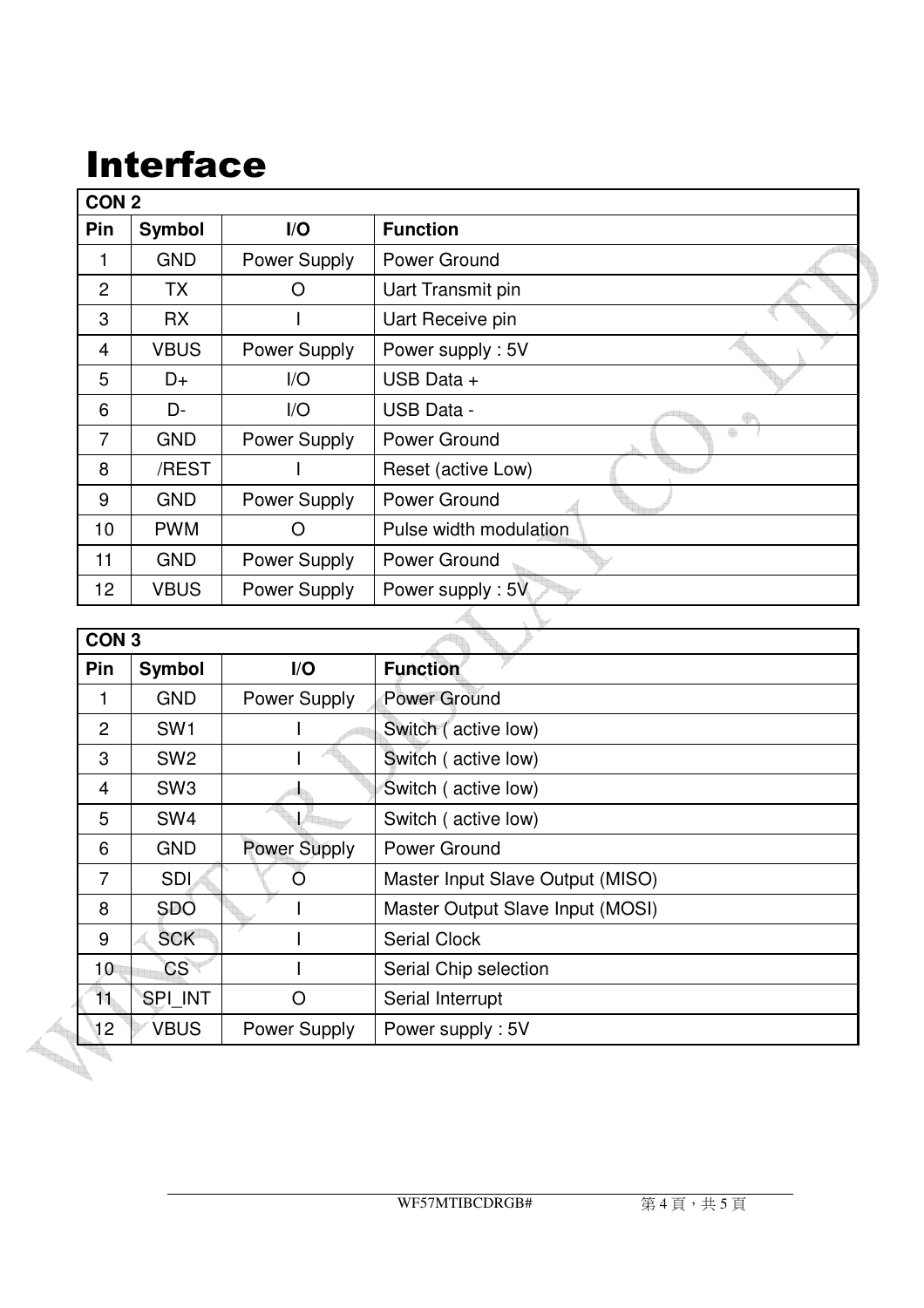# Interface

| CON 2 | | | |
|---|---|---|---|
| **Pin** | **Symbol** | **I/O** | **Function** |
| 1 | GND | Power Supply | Power Ground |
| 2 | TX | O | Uart Transmit pin |
| 3 | RX | I | Uart Receive pin |
| 4 | VBUS | Power Supply | Power supply : 5V |
| 5 | D+ | I/O | USB Data + |
| 6 | D- | I/O | USB Data - |
| 7 | GND | Power Supply | Power Ground |
| 8 | /REST | I | Reset (active Low) |
| 9 | GND | Power Supply | Power Ground |
| 10 | PWM | O | Pulse width modulation |
| 11 | GND | Power Supply | Power Ground |
| 12 | VBUS | Power Supply | Power supply : 5V |

| CON 3 | | | |
|---|---|---|---|
| **Pin** | **Symbol** | **I/O** | **Function** |
| 1 | GND | Power Supply | Power Ground |
| 2 | SW1 | I | Switch ( active low) |
| 3 | SW2 | I | Switch ( active low) |
| 4 | SW3 | I | Switch ( active low) |
| 5 | SW4 | I | Switch ( active low) |
| 6 | GND | Power Supply | Power Ground |
| 7 | SDI | O | Master Input Slave Output (MISO) |
| 8 | SDO | I | Master Output Slave Input (MOSI) |
| 9 | SCK | I | Serial Clock |
| 10 | CS | I | Serial Chip selection |
| 11 | SPI_INT | O | Serial Interrupt |
| 12 | VBUS | Power Supply | Power supply : 5V |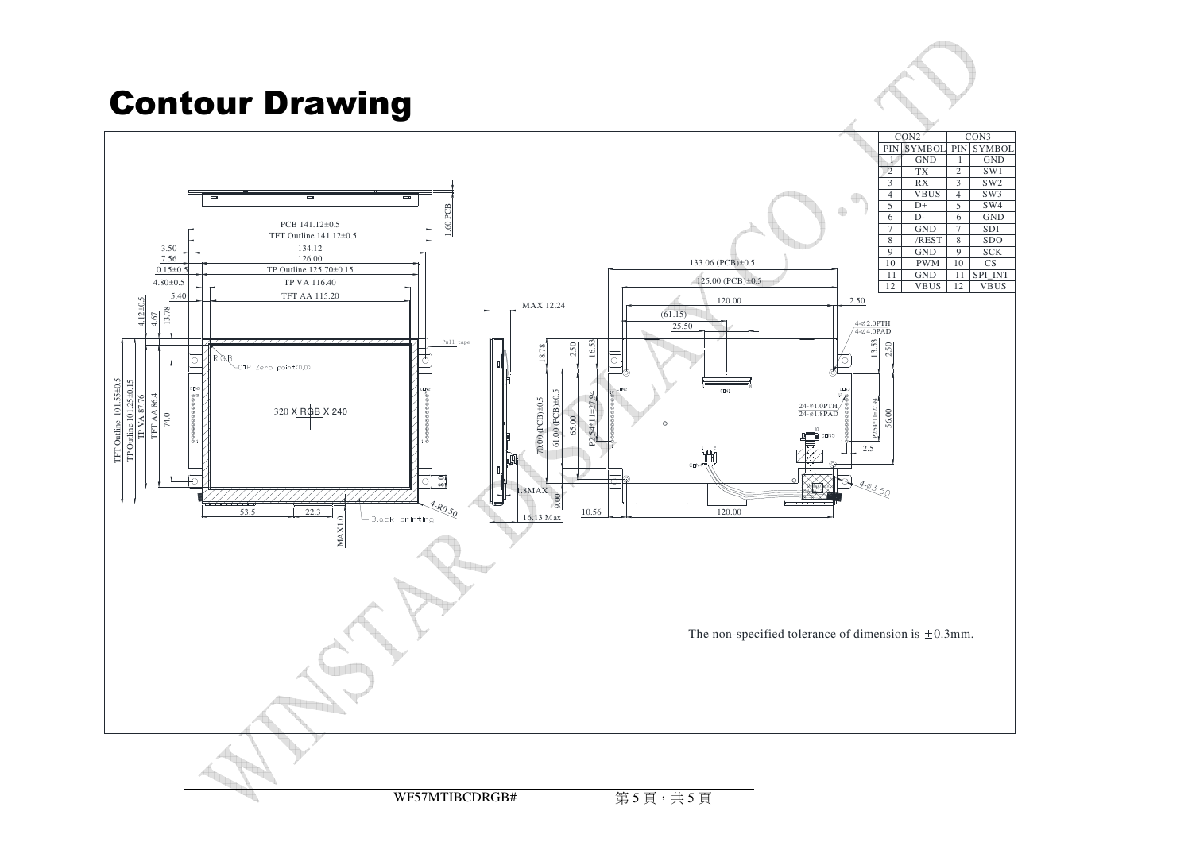# Contour Drawing

| CON2 | | CON3 | |
|---|---|---|---|
| PIN | SYMBOL | PIN | SYMBOL |
| 1 | GND | 1 | GND |
| 2 | TX | 2 | SW1 |
| 3 | RX | 3 | SW2 |
| 4 | VBUS | 4 | SW3 |
| 5 | D+ | 5 | SW4 |
| 6 | D- | 6 | GND |
| 7 | GND | 7 | SDI |
| 8 | /REST | 8 | SDO |
| 9 | GND | 9 | SCK |
| 10 | PWM | 10 | CS |
| 11 | GND | 11 | SPI_INT |
| 12 | VBUS | 12 | VBUS |

1.60 PCB

PCB 141.12±0.5

TFT Outline 141.12±0.5

3.50

134.12

7.56

126.00

0.15±0.5

TP Outline 125.70±0.15

4.80±0.5

TP VA 116.40

5.40

TFT AA 115.20

4.12±0.5

4.67

13.78

TFT Outline 101.55±0.5

TP Outline 101.25±0.15

TP VA 87.76

TFT AA 86.4

74.0

Pull tape

RGB

CTP Zero point(0,0)

320 X RGB X 240

8.0

53.5

22.3

MAX1.0

4-R0.50

Black printing

MAX 12.24

18.78

1.8MAX

16.13 Max

133.06 (PCB)±0.5

125.00 (PCB)±0.5

120.00

2.50

(61.15)

25.50

4-ϕ2.0PTH

4-ϕ4.0PAD

13.53

2.50

2.50

16.53

70.00 (PCB)±0.5

61.00 (PCB)±0.5

65.00

P2.54*11=27.94

24-ϕ1.0PTH

24-ϕ1.8PAD

P2.54*11=27.94

56.00

2.5

4-ϕ3.50

9.00

10.56

120.00

The non-specified tolerance of dimension is ±0.3mm.